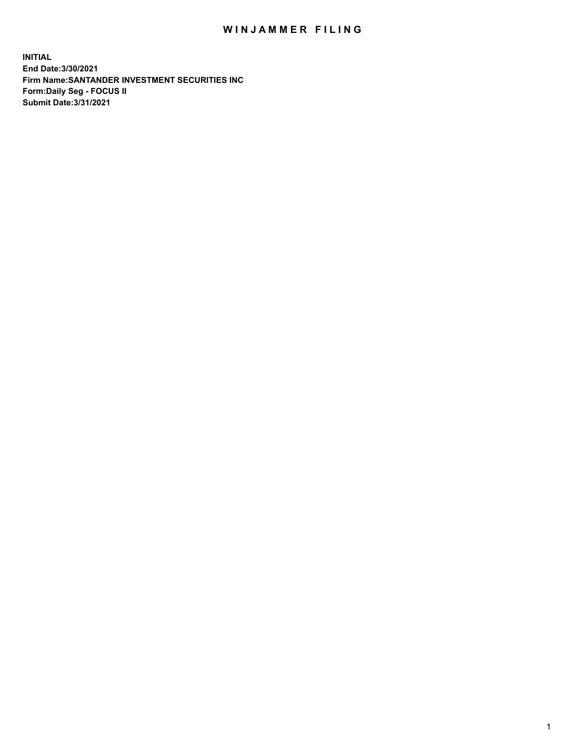# WINJAMMER FILING

**INITIAL**
**End Date:3/30/2021**
**Firm Name:SANTANDER INVESTMENT SECURITIES INC**
**Form:Daily Seg - FOCUS II**
**Submit Date:3/31/2021**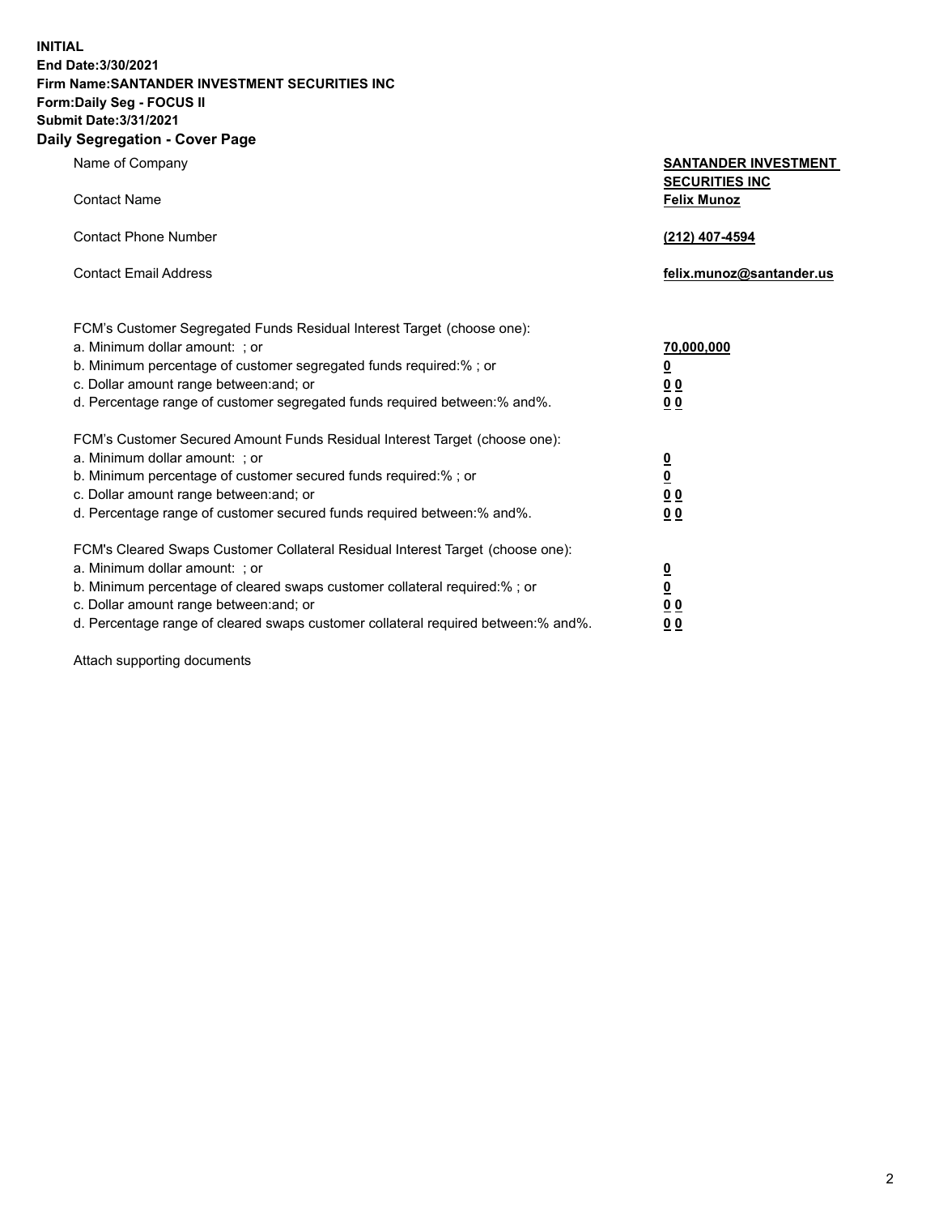**INITIAL**
**End Date:3/30/2021**
**Firm Name:SANTANDER INVESTMENT SECURITIES INC**
**Form:Daily Seg - FOCUS II**
**Submit Date:3/31/2021**

## Daily Segregation - Cover Page

| | |
|---|---|
| Name of Company | **SANTANDER INVESTMENT SECURITIES INC** |
| Contact Name | **Felix Munoz** |
| Contact Phone Number | **(212) 407-4594** |
| Contact Email Address | **felix.munoz@santander.us** |

| | |
|---|---|
| FCM's Customer Segregated Funds Residual Interest Target (choose one): | |
| a. Minimum dollar amount: ; or | **70,000,000** |
| b. Minimum percentage of customer segregated funds required:% ; or | **0** |
| c. Dollar amount range between:and; or | **0 0** |
| d. Percentage range of customer segregated funds required between:% and%. | **0 0** |
| FCM's Customer Secured Amount Funds Residual Interest Target (choose one): | |
| a. Minimum dollar amount: ; or | **0** |
| b. Minimum percentage of customer secured funds required:% ; or | **0** |
| c. Dollar amount range between:and; or | **0 0** |
| d. Percentage range of customer secured funds required between:% and%. | **0 0** |
| FCM's Cleared Swaps Customer Collateral Residual Interest Target (choose one): | |
| a. Minimum dollar amount: ; or | **0** |
| b. Minimum percentage of cleared swaps customer collateral required:% ; or | **0** |
| c. Dollar amount range between:and; or | **0 0** |
| d. Percentage range of cleared swaps customer collateral required between:% and%. | **0 0** |

Attach supporting documents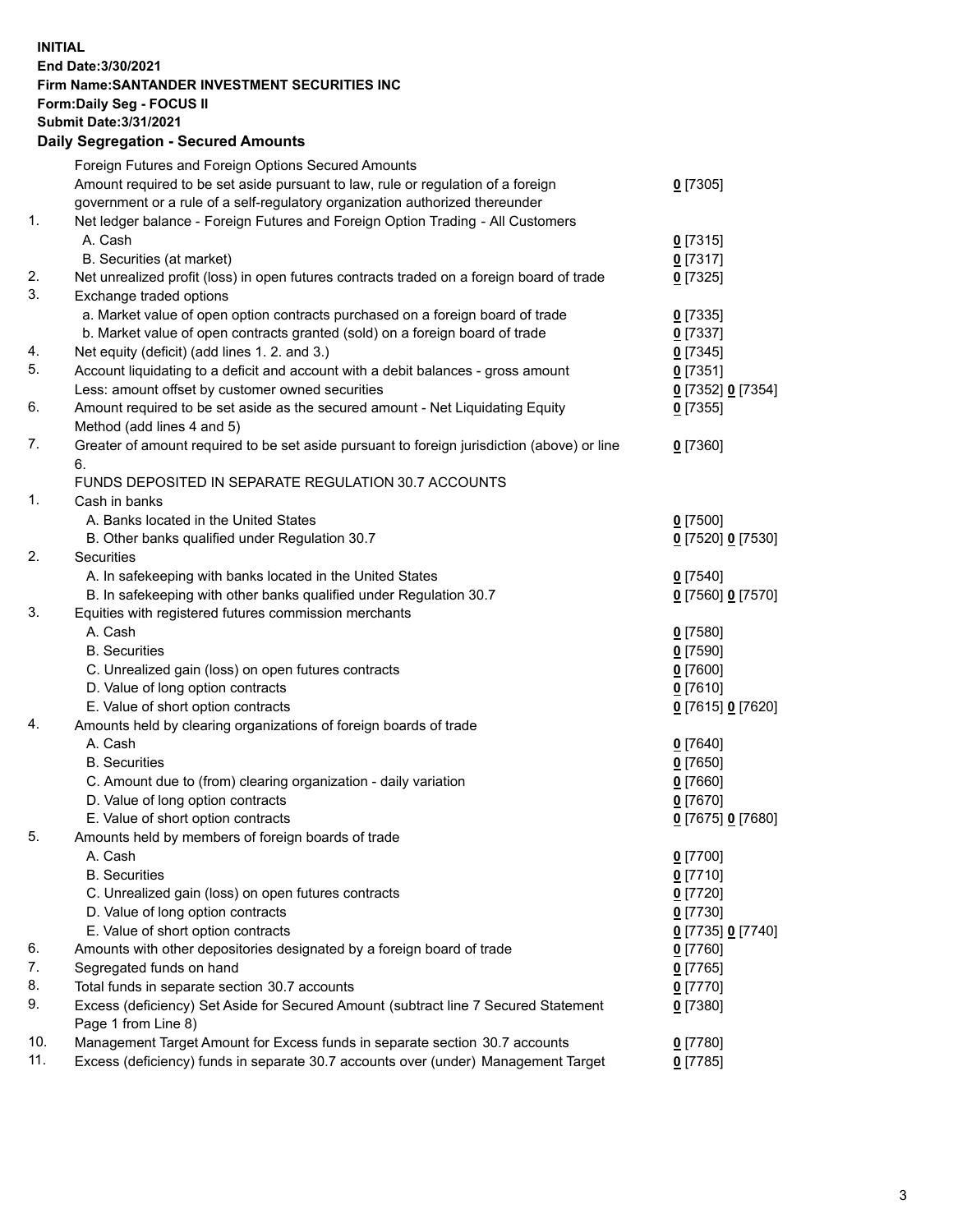**INITIAL**
**End Date:3/30/2021**
**Firm Name:SANTANDER INVESTMENT SECURITIES INC**
**Form:Daily Seg - FOCUS II**
**Submit Date:3/31/2021**

## Daily Segregation - Secured Amounts

| | | |
|---|---|---|
| | Foreign Futures and Foreign Options Secured Amounts | |
| | Amount required to be set aside pursuant to law, rule or regulation of a foreign government or a rule of a self-regulatory organization authorized thereunder | 0 [7305] |
| 1. | Net ledger balance - Foreign Futures and Foreign Option Trading - All Customers | |
| | A. Cash | 0 [7315] |
| | B. Securities (at market) | 0 [7317] |
| 2. | Net unrealized profit (loss) in open futures contracts traded on a foreign board of trade | 0 [7325] |
| 3. | Exchange traded options | |
| | a. Market value of open option contracts purchased on a foreign board of trade | 0 [7335] |
| | b. Market value of open contracts granted (sold) on a foreign board of trade | 0 [7337] |
| 4. | Net equity (deficit) (add lines 1. 2. and 3.) | 0 [7345] |
| 5. | Account liquidating to a deficit and account with a debit balances - gross amount | 0 [7351] |
| | Less: amount offset by customer owned securities | 0 [7352] 0 [7354] |
| 6. | Amount required to be set aside as the secured amount - Net Liquidating Equity Method (add lines 4 and 5) | 0 [7355] |
| 7. | Greater of amount required to be set aside pursuant to foreign jurisdiction (above) or line 6. | 0 [7360] |
| | FUNDS DEPOSITED IN SEPARATE REGULATION 30.7 ACCOUNTS | |
| 1. | Cash in banks | |
| | A. Banks located in the United States | 0 [7500] |
| | B. Other banks qualified under Regulation 30.7 | 0 [7520] 0 [7530] |
| 2. | Securities | |
| | A. In safekeeping with banks located in the United States | 0 [7540] |
| | B. In safekeeping with other banks qualified under Regulation 30.7 | 0 [7560] 0 [7570] |
| 3. | Equities with registered futures commission merchants | |
| | A. Cash | 0 [7580] |
| | B. Securities | 0 [7590] |
| | C. Unrealized gain (loss) on open futures contracts | 0 [7600] |
| | D. Value of long option contracts | 0 [7610] |
| | E. Value of short option contracts | 0 [7615] 0 [7620] |
| 4. | Amounts held by clearing organizations of foreign boards of trade | |
| | A. Cash | 0 [7640] |
| | B. Securities | 0 [7650] |
| | C. Amount due to (from) clearing organization - daily variation | 0 [7660] |
| | D. Value of long option contracts | 0 [7670] |
| | E. Value of short option contracts | 0 [7675] 0 [7680] |
| 5. | Amounts held by members of foreign boards of trade | |
| | A. Cash | 0 [7700] |
| | B. Securities | 0 [7710] |
| | C. Unrealized gain (loss) on open futures contracts | 0 [7720] |
| | D. Value of long option contracts | 0 [7730] |
| | E. Value of short option contracts | 0 [7735] 0 [7740] |
| 6. | Amounts with other depositories designated by a foreign board of trade | 0 [7760] |
| 7. | Segregated funds on hand | 0 [7765] |
| 8. | Total funds in separate section 30.7 accounts | 0 [7770] |
| 9. | Excess (deficiency) Set Aside for Secured Amount (subtract line 7 Secured Statement Page 1 from Line 8) | 0 [7380] |
| 10. | Management Target Amount for Excess funds in separate section 30.7 accounts | 0 [7780] |
| 11. | Excess (deficiency) funds in separate 30.7 accounts over (under) Management Target | 0 [7785] |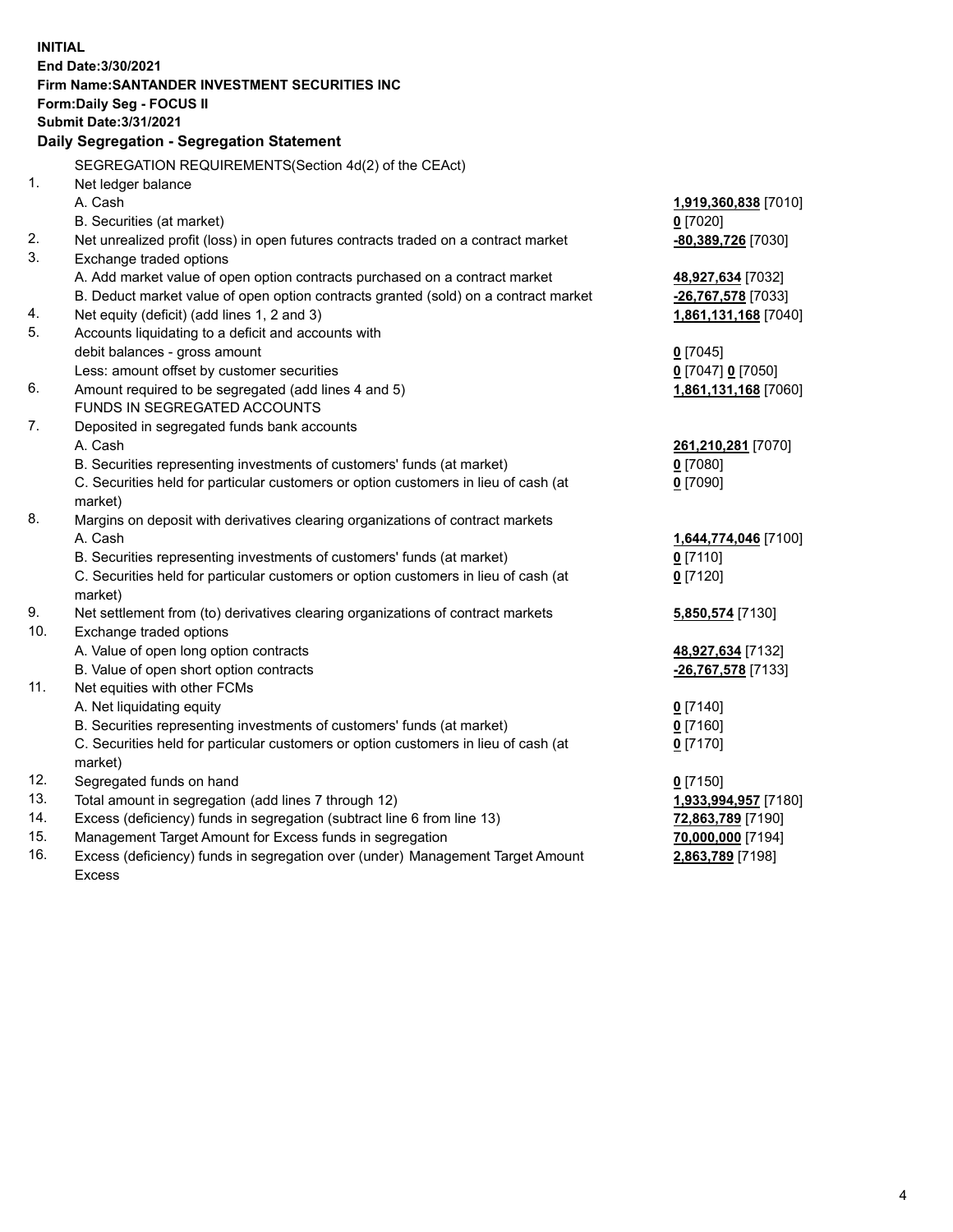**INITIAL**
**End Date:3/30/2021**
**Firm Name:SANTANDER INVESTMENT SECURITIES INC**
**Form:Daily Seg - FOCUS II**
**Submit Date:3/31/2021**

### Daily Segregation - Segregation Statement

| | | |
|---|---|---|
| | SEGREGATION REQUIREMENTS(Section 4d(2) of the CEAct) | |
| 1. | Net ledger balance | |
| | A. Cash | **1,919,360,838** [7010] |
| | B. Securities (at market) | **0** [7020] |
| 2. | Net unrealized profit (loss) in open futures contracts traded on a contract market | **-80,389,726** [7030] |
| 3. | Exchange traded options | |
| | A. Add market value of open option contracts purchased on a contract market | **48,927,634** [7032] |
| | B. Deduct market value of open option contracts granted (sold) on a contract market | **-26,767,578** [7033] |
| 4. | Net equity (deficit) (add lines 1, 2 and 3) | **1,861,131,168** [7040] |
| 5. | Accounts liquidating to a deficit and accounts with debit balances - gross amount | **0** [7045] |
| | Less: amount offset by customer securities | **0** [7047] **0** [7050] |
| 6. | Amount required to be segregated (add lines 4 and 5) | **1,861,131,168** [7060] |
| | FUNDS IN SEGREGATED ACCOUNTS | |
| 7. | Deposited in segregated funds bank accounts | |
| | A. Cash | **261,210,281** [7070] |
| | B. Securities representing investments of customers' funds (at market) | **0** [7080] |
| | C. Securities held for particular customers or option customers in lieu of cash (at market) | **0** [7090] |
| 8. | Margins on deposit with derivatives clearing organizations of contract markets | |
| | A. Cash | **1,644,774,046** [7100] |
| | B. Securities representing investments of customers' funds (at market) | **0** [7110] |
| | C. Securities held for particular customers or option customers in lieu of cash (at market) | **0** [7120] |
| 9. | Net settlement from (to) derivatives clearing organizations of contract markets | **5,850,574** [7130] |
| 10. | Exchange traded options | |
| | A. Value of open long option contracts | **48,927,634** [7132] |
| | B. Value of open short option contracts | **-26,767,578** [7133] |
| 11. | Net equities with other FCMs | |
| | A. Net liquidating equity | **0** [7140] |
| | B. Securities representing investments of customers' funds (at market) | **0** [7160] |
| | C. Securities held for particular customers or option customers in lieu of cash (at market) | **0** [7170] |
| 12. | Segregated funds on hand | **0** [7150] |
| 13. | Total amount in segregation (add lines 7 through 12) | **1,933,994,957** [7180] |
| 14. | Excess (deficiency) funds in segregation (subtract line 6 from line 13) | **72,863,789** [7190] |
| 15. | Management Target Amount for Excess funds in segregation | **70,000,000** [7194] |
| 16. | Excess (deficiency) funds in segregation over (under) Management Target Amount Excess | **2,863,789** [7198] |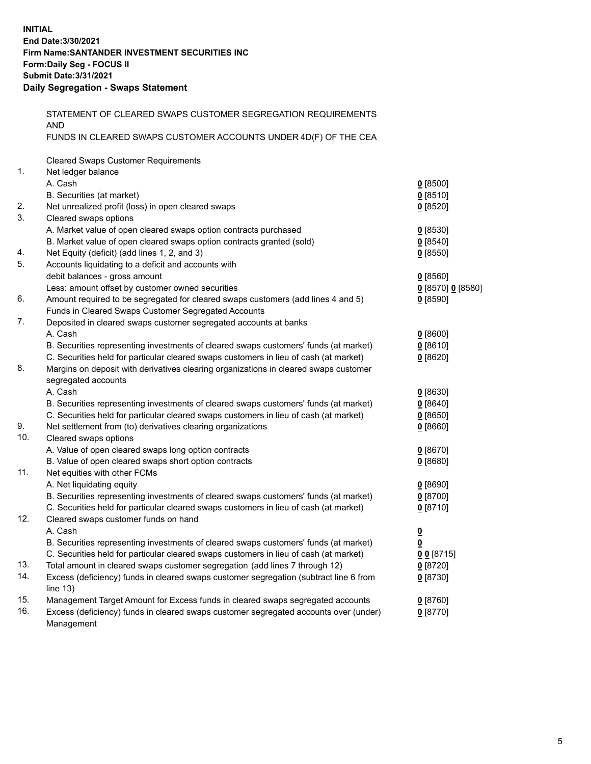**INITIAL**
**End Date:3/30/2021**
**Firm Name:SANTANDER INVESTMENT SECURITIES INC**
**Form:Daily Seg - FOCUS II**
**Submit Date:3/31/2021**
**Daily Segregation - Swaps Statement**

STATEMENT OF CLEARED SWAPS CUSTOMER SEGREGATION REQUIREMENTS AND FUNDS IN CLEARED SWAPS CUSTOMER ACCOUNTS UNDER 4D(F) OF THE CEA

| | | |
|---|---|---|
| | Cleared Swaps Customer Requirements | |
| 1. | Net ledger balance | |
| | A. Cash | 0 [8500] |
| | B. Securities (at market) | 0 [8510] |
| 2. | Net unrealized profit (loss) in open cleared swaps | 0 [8520] |
| 3. | Cleared swaps options | |
| | A. Market value of open cleared swaps option contracts purchased | 0 [8530] |
| | B. Market value of open cleared swaps option contracts granted (sold) | 0 [8540] |
| 4. | Net Equity (deficit) (add lines 1, 2, and 3) | 0 [8550] |
| 5. | Accounts liquidating to a deficit and accounts with debit balances - gross amount | 0 [8560] |
| | Less: amount offset by customer owned securities | 0 [8570] 0 [8580] |
| 6. | Amount required to be segregated for cleared swaps customers (add lines 4 and 5) | 0 [8590] |
| | Funds in Cleared Swaps Customer Segregated Accounts | |
| 7. | Deposited in cleared swaps customer segregated accounts at banks | |
| | A. Cash | 0 [8600] |
| | B. Securities representing investments of cleared swaps customers' funds (at market) | 0 [8610] |
| | C. Securities held for particular cleared swaps customers in lieu of cash (at market) | 0 [8620] |
| 8. | Margins on deposit with derivatives clearing organizations in cleared swaps customer segregated accounts | |
| | A. Cash | 0 [8630] |
| | B. Securities representing investments of cleared swaps customers' funds (at market) | 0 [8640] |
| | C. Securities held for particular cleared swaps customers in lieu of cash (at market) | 0 [8650] |
| 9. | Net settlement from (to) derivatives clearing organizations | 0 [8660] |
| 10. | Cleared swaps options | |
| | A. Value of open cleared swaps long option contracts | 0 [8670] |
| | B. Value of open cleared swaps short option contracts | 0 [8680] |
| 11. | Net equities with other FCMs | |
| | A. Net liquidating equity | 0 [8690] |
| | B. Securities representing investments of cleared swaps customers' funds (at market) | 0 [8700] |
| | C. Securities held for particular cleared swaps customers in lieu of cash (at market) | 0 [8710] |
| 12. | Cleared swaps customer funds on hand | |
| | A. Cash | 0 |
| | B. Securities representing investments of cleared swaps customers' funds (at market) | 0 |
| | C. Securities held for particular cleared swaps customers in lieu of cash (at market) | 0 0 [8715] |
| 13. | Total amount in cleared swaps customer segregation (add lines 7 through 12) | 0 [8720] |
| 14. | Excess (deficiency) funds in cleared swaps customer segregation (subtract line 6 from line 13) | 0 [8730] |
| 15. | Management Target Amount for Excess funds in cleared swaps segregated accounts | 0 [8760] |
| 16. | Excess (deficiency) funds in cleared swaps customer segregated accounts over (under) Management | 0 [8770] |